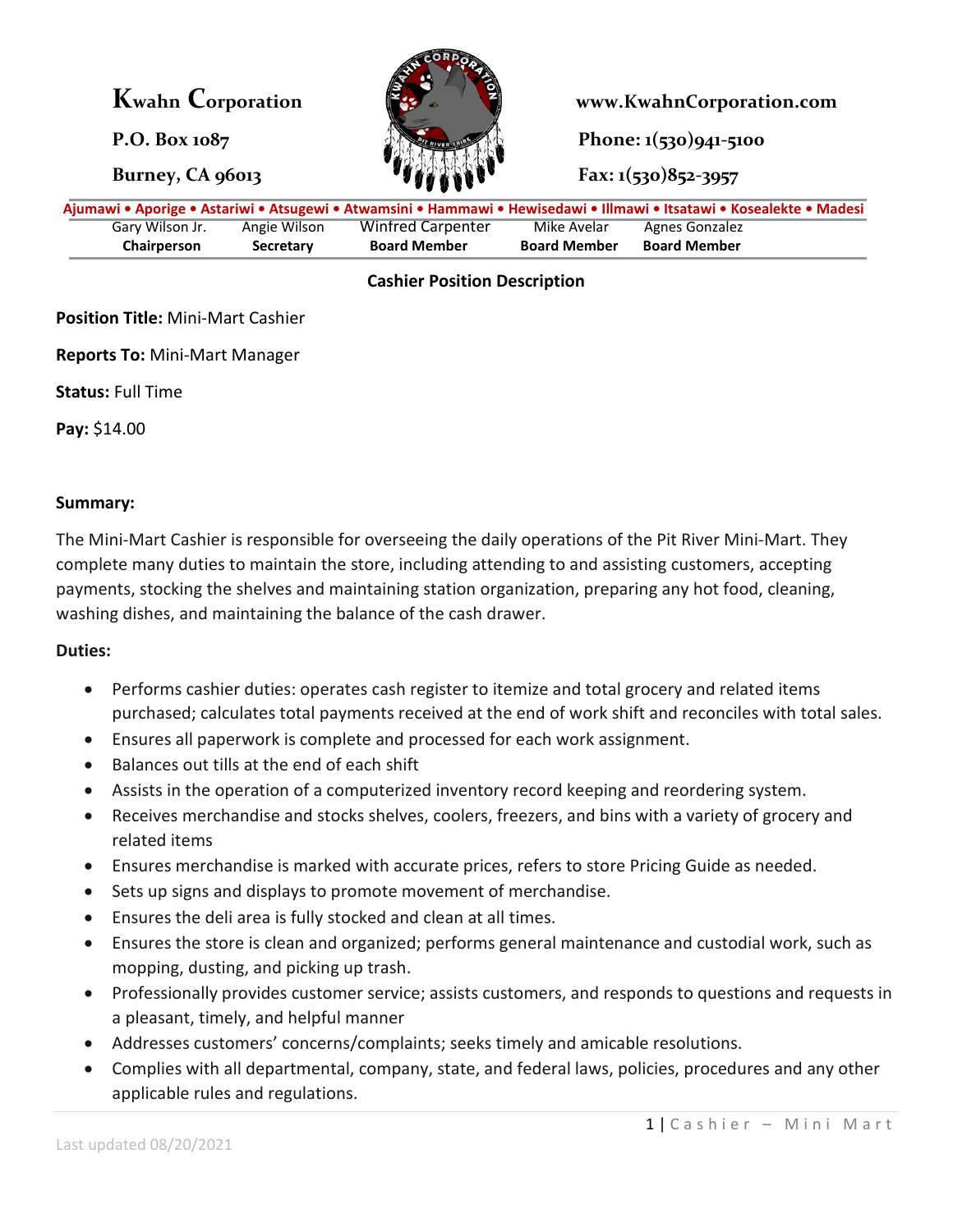**Kwahn Corporation**

P.O. Box 1087

Burney, CA 96013

www.KwahnCorporation.com

Phone: 1(530)941-5100

Fax: 1(530)852-3957

Ajumawi • Aporige • Astariwi • Atsugewi • Atwamsini • Hammawi • Hewisedawi • Illmawi • Itsatawi • Kosealekte • Madesi

| Gary Wilson Jr. | Angie Wilson | Winfred Carpenter | Mike Avelar | Agnes Gonzalez |
|---|---|---|---|---|
| **Chairperson** | **Secretary** | **Board Member** | **Board Member** | **Board Member** |

**Cashier Position Description**

**Position Title:** Mini-Mart Cashier

**Reports To:** Mini-Mart Manager

**Status:** Full Time

**Pay:** $14.00

**Summary:**

The Mini-Mart Cashier is responsible for overseeing the daily operations of the Pit River Mini-Mart. They complete many duties to maintain the store, including attending to and assisting customers, accepting payments, stocking the shelves and maintaining station organization, preparing any hot food, cleaning, washing dishes, and maintaining the balance of the cash drawer.

**Duties:**

- Performs cashier duties: operates cash register to itemize and total grocery and related items purchased; calculates total payments received at the end of work shift and reconciles with total sales.
- Ensures all paperwork is complete and processed for each work assignment.
- Balances out tills at the end of each shift
- Assists in the operation of a computerized inventory record keeping and reordering system.
- Receives merchandise and stocks shelves, coolers, freezers, and bins with a variety of grocery and related items
- Ensures merchandise is marked with accurate prices, refers to store Pricing Guide as needed.
- Sets up signs and displays to promote movement of merchandise.
- Ensures the deli area is fully stocked and clean at all times.
- Ensures the store is clean and organized; performs general maintenance and custodial work, such as mopping, dusting, and picking up trash.
- Professionally provides customer service; assists customers, and responds to questions and requests in a pleasant, timely, and helpful manner
- Addresses customers' concerns/complaints; seeks timely and amicable resolutions.
- Complies with all departmental, company, state, and federal laws, policies, procedures and any other applicable rules and regulations.

Last updated 08/20/2021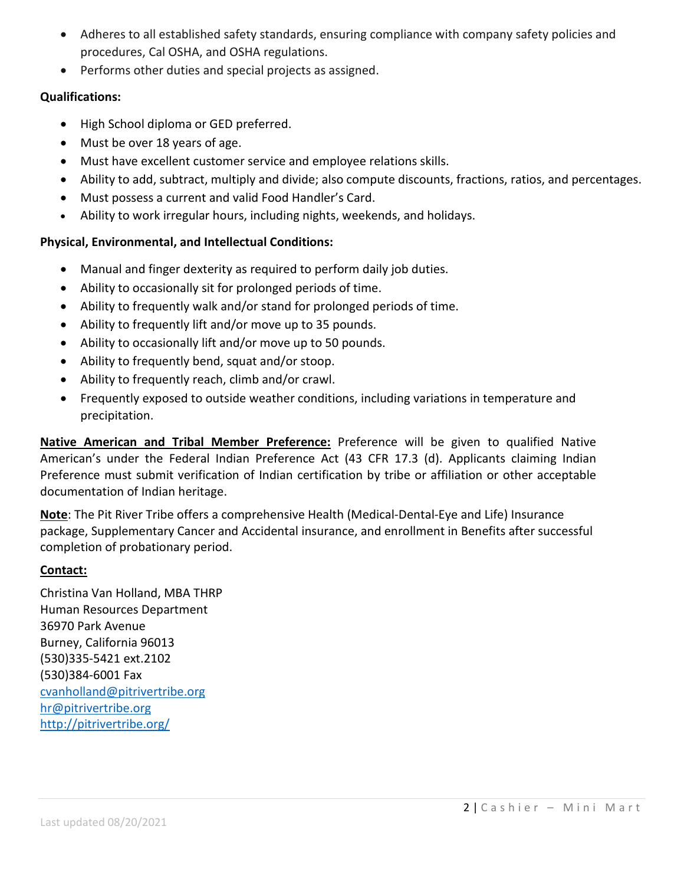- Adheres to all established safety standards, ensuring compliance with company safety policies and procedures, Cal OSHA, and OSHA regulations.
- Performs other duties and special projects as assigned.

**Qualifications:**

- High School diploma or GED preferred.
- Must be over 18 years of age.
- Must have excellent customer service and employee relations skills.
- Ability to add, subtract, multiply and divide; also compute discounts, fractions, ratios, and percentages.
- Must possess a current and valid Food Handler's Card.
- Ability to work irregular hours, including nights, weekends, and holidays.

**Physical, Environmental, and Intellectual Conditions:**

- Manual and finger dexterity as required to perform daily job duties.
- Ability to occasionally sit for prolonged periods of time.
- Ability to frequently walk and/or stand for prolonged periods of time.
- Ability to frequently lift and/or move up to 35 pounds.
- Ability to occasionally lift and/or move up to 50 pounds.
- Ability to frequently bend, squat and/or stoop.
- Ability to frequently reach, climb and/or crawl.
- Frequently exposed to outside weather conditions, including variations in temperature and precipitation.

**Native American and Tribal Member Preference:** Preference will be given to qualified Native American's under the Federal Indian Preference Act (43 CFR 17.3 (d). Applicants claiming Indian Preference must submit verification of Indian certification by tribe or affiliation or other acceptable documentation of Indian heritage.

**Note**: The Pit River Tribe offers a comprehensive Health (Medical-Dental-Eye and Life) Insurance package, Supplementary Cancer and Accidental insurance, and enrollment in Benefits after successful completion of probationary period.

**Contact:**

Christina Van Holland, MBA THRP
Human Resources Department
36970 Park Avenue
Burney, California 96013
(530)335-5421 ext.2102
(530)384-6001 Fax
cvanholland@pitrivertribe.org
hr@pitrivertribe.org
http://pitrivertribe.org/

Last updated 08/20/2021